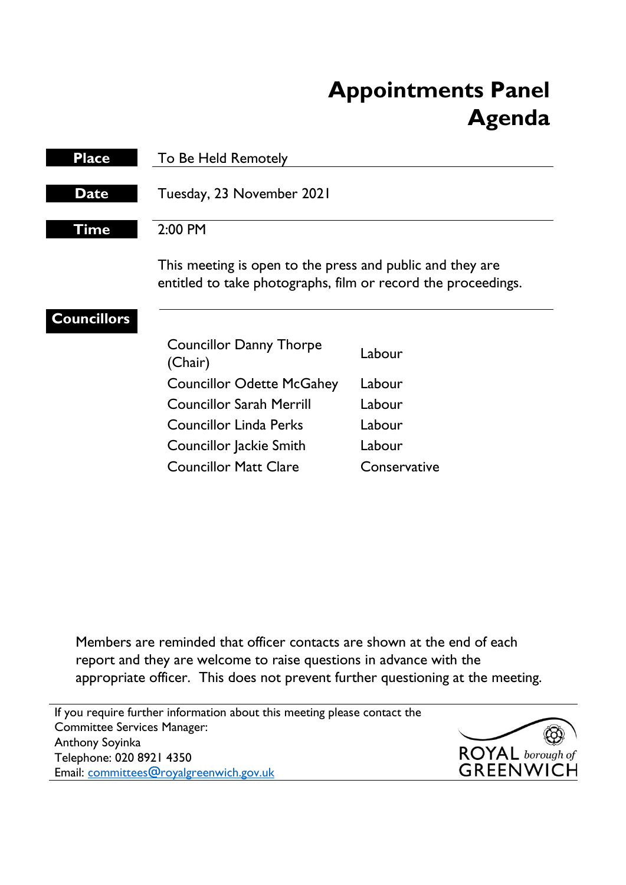# Appointments Panel Agenda

**Place** To Be Held Remotely

**Date** Tuesday, 23 November 2021

**Time** 2:00 PM

This meeting is open to the press and public and they are entitled to take photographs, film or record the proceedings.

**Councillors**

| | |
|---|---|
| Councillor Danny Thorpe (Chair) | Labour |
| Councillor Odette McGahey | Labour |
| Councillor Sarah Merrill | Labour |
| Councillor Linda Perks | Labour |
| Councillor Jackie Smith | Labour |
| Councillor Matt Clare | Conservative |

Members are reminded that officer contacts are shown at the end of each report and they are welcome to raise questions in advance with the appropriate officer. This does not prevent further questioning at the meeting.

If you require further information about this meeting please contact the Committee Services Manager:
Anthony Soyinka
Telephone: 020 8921 4350
Email: committees@royalgreenwich.gov.uk

ROYAL borough of GREENWICH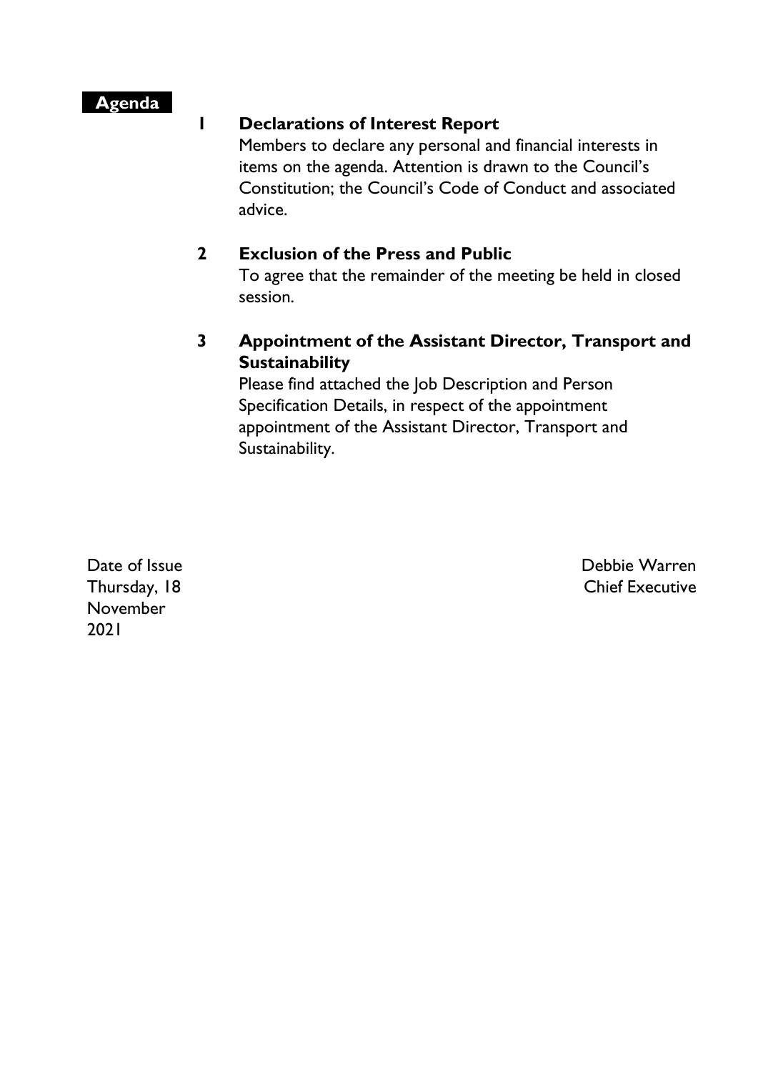**Agenda**

**1 Declarations of Interest Report**

Members to declare any personal and financial interests in items on the agenda. Attention is drawn to the Council's Constitution; the Council's Code of Conduct and associated advice.

**2 Exclusion of the Press and Public**

To agree that the remainder of the meeting be held in closed session.

**3 Appointment of the Assistant Director, Transport and Sustainability**

Please find attached the Job Description and Person Specification Details, in respect of the appointment appointment of the Assistant Director, Transport and Sustainability.

Date of Issue
Thursday, 18 November 2021

Debbie Warren
Chief Executive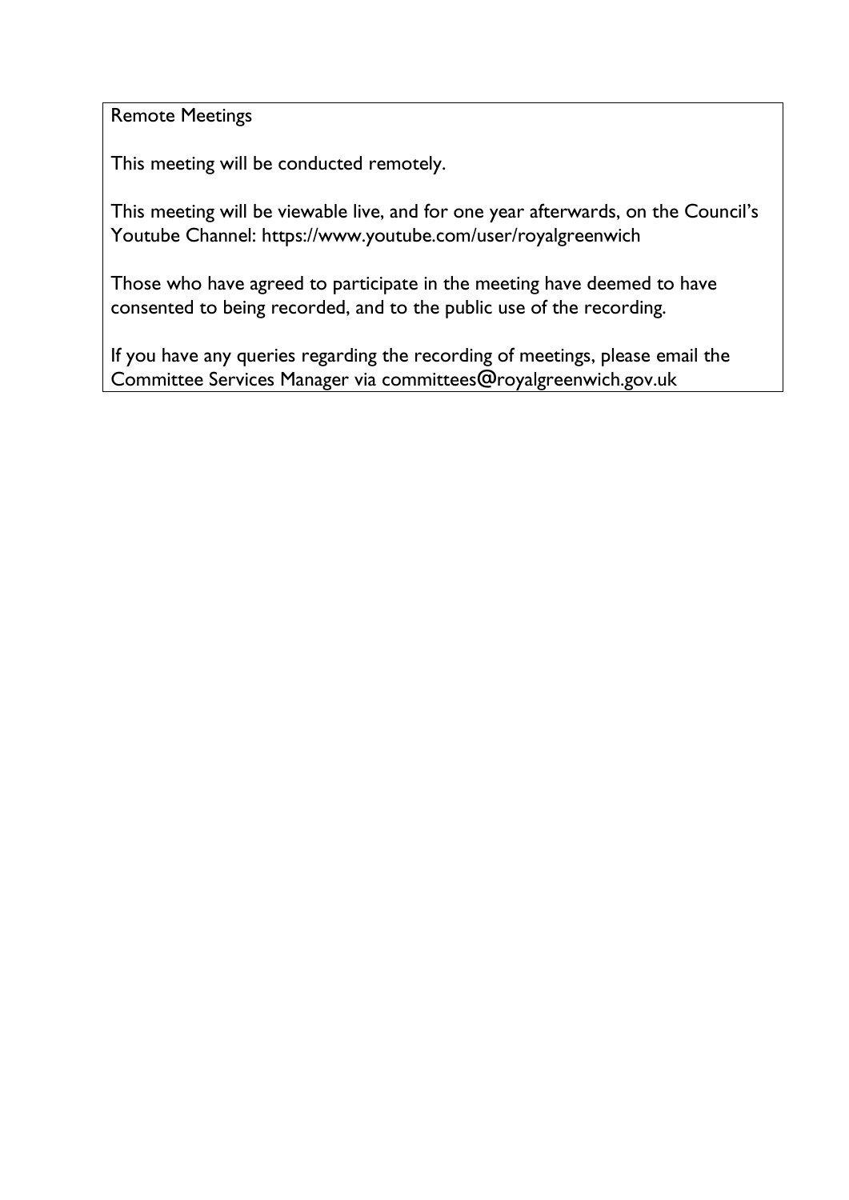Remote Meetings

This meeting will be conducted remotely.

This meeting will be viewable live, and for one year afterwards, on the Council's Youtube Channel: https://www.youtube.com/user/royalgreenwich

Those who have agreed to participate in the meeting have deemed to have consented to being recorded, and to the public use of the recording.

If you have any queries regarding the recording of meetings, please email the Committee Services Manager via committees@royalgreenwich.gov.uk